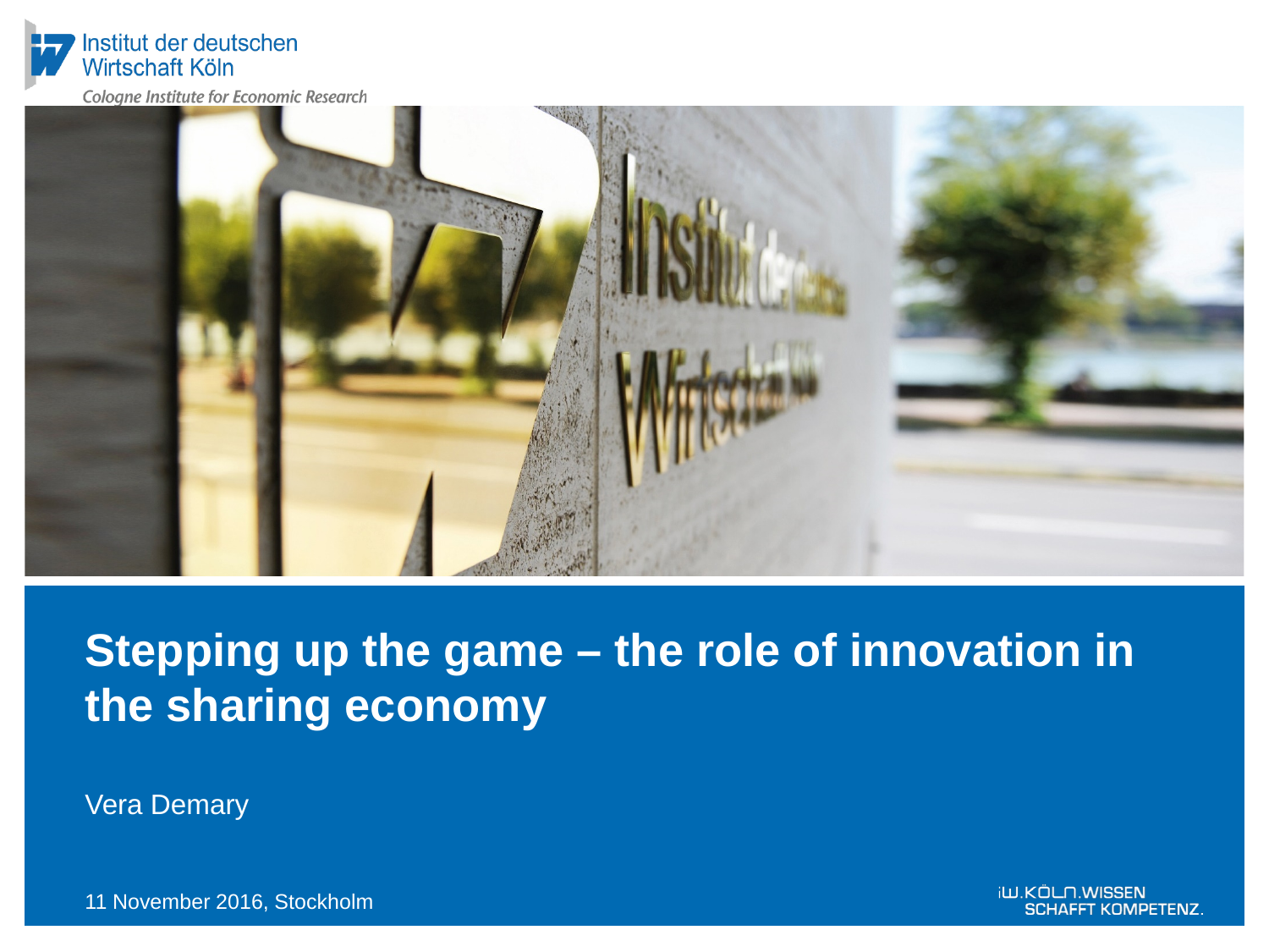Institut der deutschen Wirtschaft Köln

*Cologne Institute for Economic Research*

# Stepping up the game – the role of innovation in the sharing economy

Vera Demary

11 November 2016, Stockholm

iW.KÖLN.WISSEN SCHAFFT KOMPETENZ.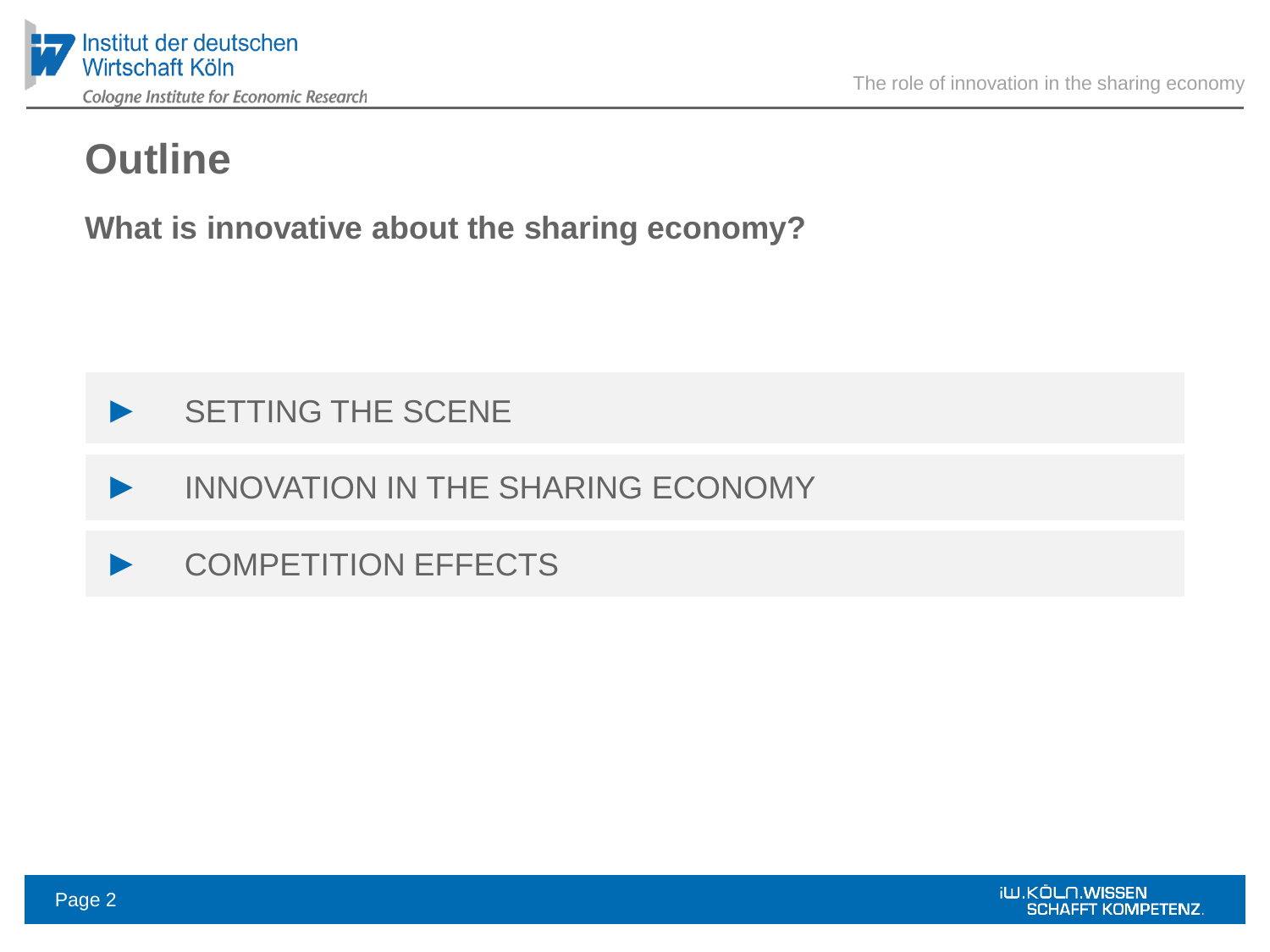# Outline

## What is innovative about the sharing economy?

- ► SETTING THE SCENE
- ► INNOVATION IN THE SHARING ECONOMY
- ► COMPETITION EFFECTS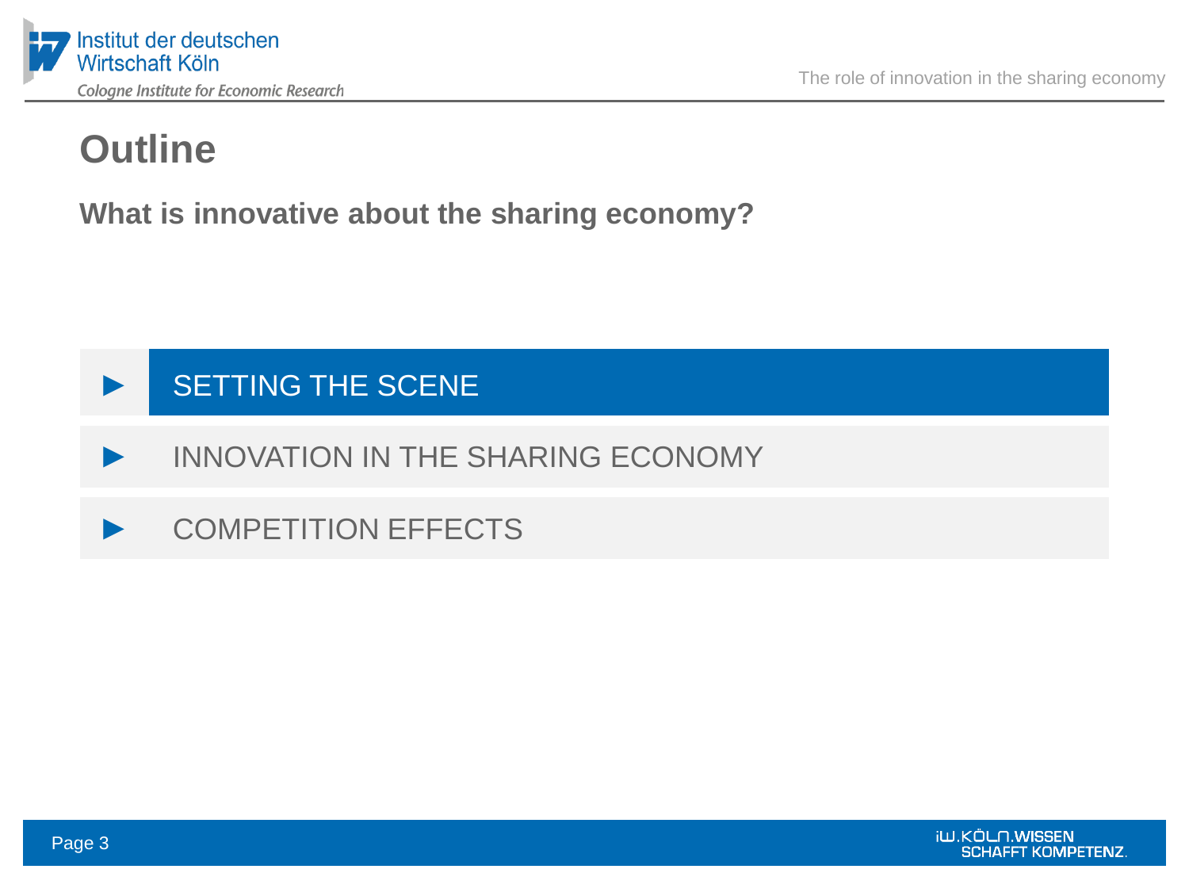# Outline

## What is innovative about the sharing economy?

- ► SETTING THE SCENE
- ► INNOVATION IN THE SHARING ECONOMY
- ► COMPETITION EFFECTS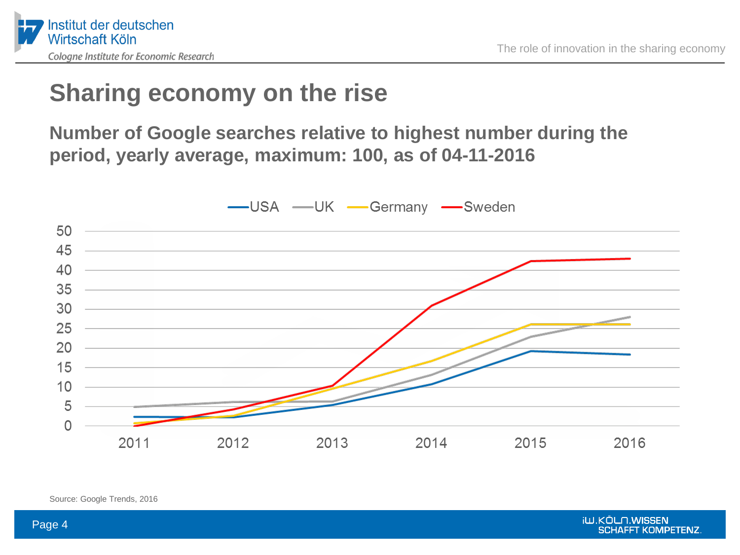# Sharing economy on the rise

**Number of Google searches relative to highest number during the period, yearly average, maximum: 100, as of 04-11-2016**

USA UK Germany Sweden

50
45
40
35
30
25
20
15
10
5
0

2011 2012 2013 2014 2015 2016

Source: Google Trends, 2016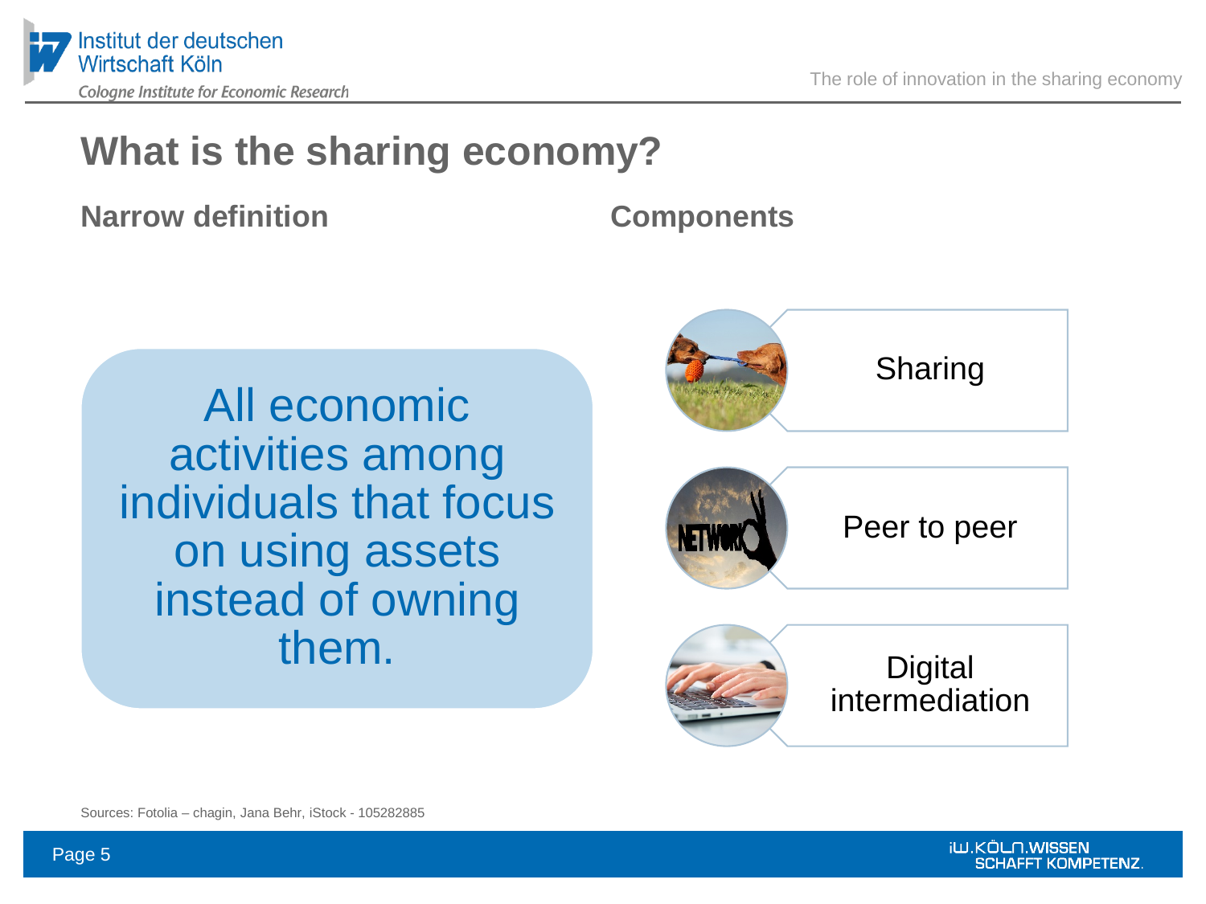# What is the sharing economy?

## Narrow definition

All economic activities among individuals that focus on using assets instead of owning them.

## Components

- Sharing
- Peer to peer
- Digital intermediation

Sources: Fotolia – chagin, Jana Behr, iStock - 105282885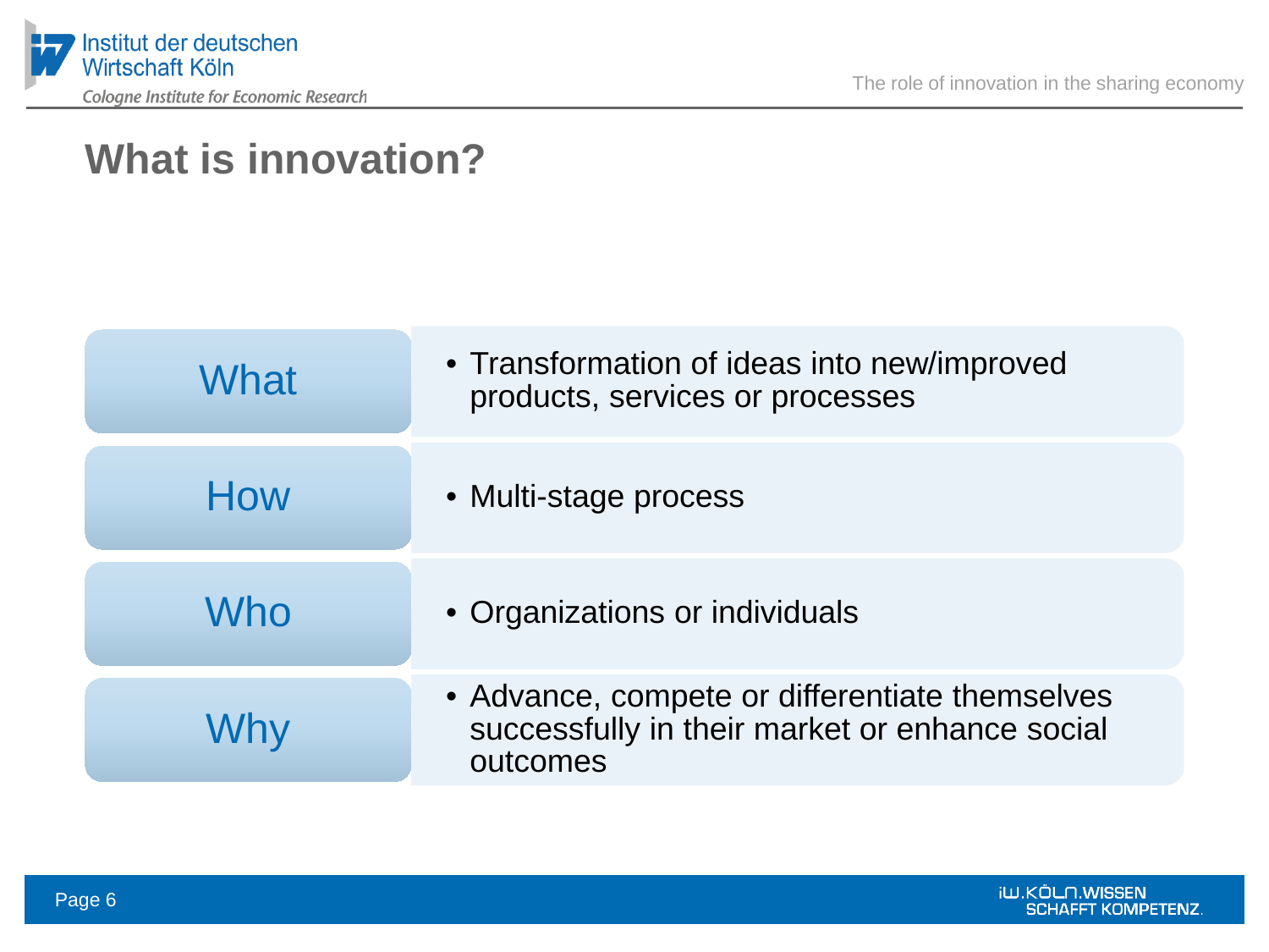# What is innovation?

| | |
|---|---|
| What | • Transformation of ideas into new/improved products, services or processes |
| How | • Multi-stage process |
| Who | • Organizations or individuals |
| Why | • Advance, compete or differentiate themselves successfully in their market or enhance social outcomes |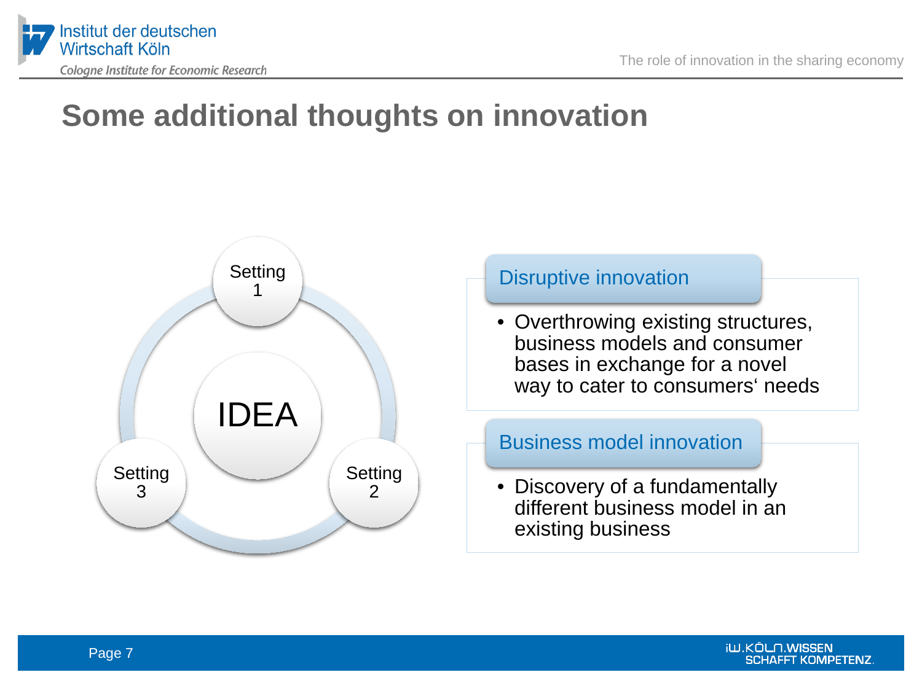# Some additional thoughts on innovation

Setting 1

IDEA

Setting 3

Setting 2

### Disruptive innovation

- Overthrowing existing structures, business models and consumer bases in exchange for a novel way to cater to consumers' needs

### Business model innovation

- Discovery of a fundamentally different business model in an existing business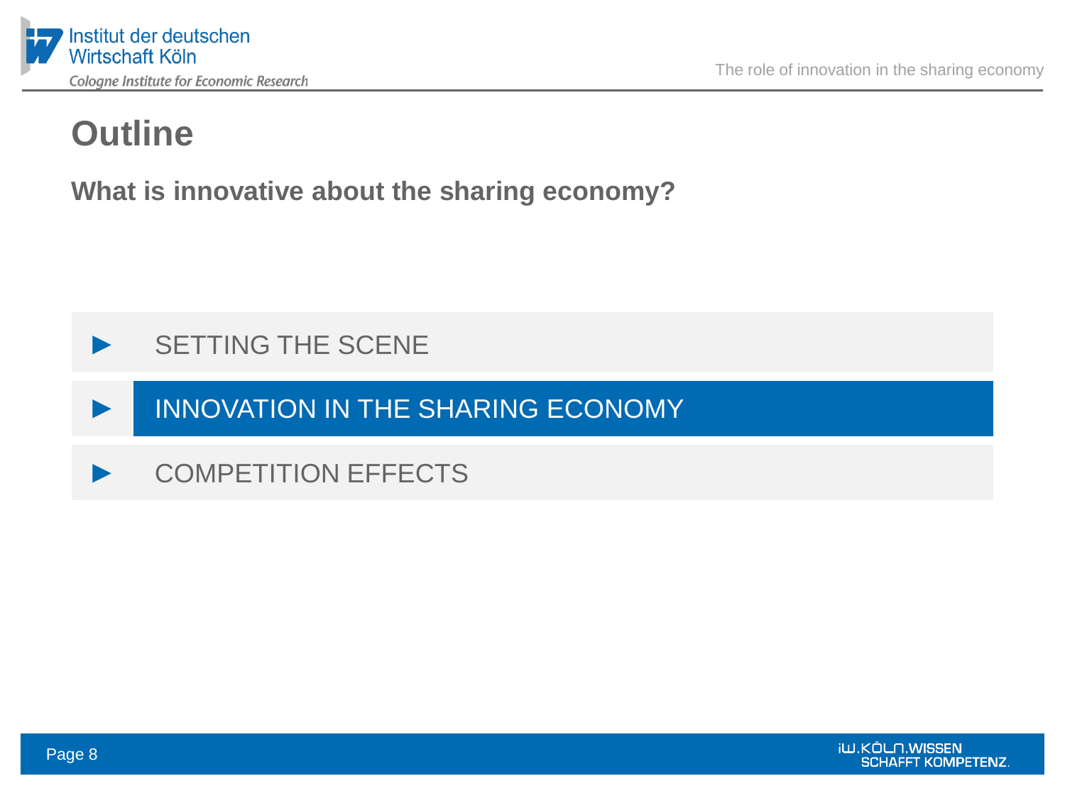# Outline

**What is innovative about the sharing economy?**

- ► SETTING THE SCENE
- ► INNOVATION IN THE SHARING ECONOMY
- ► COMPETITION EFFECTS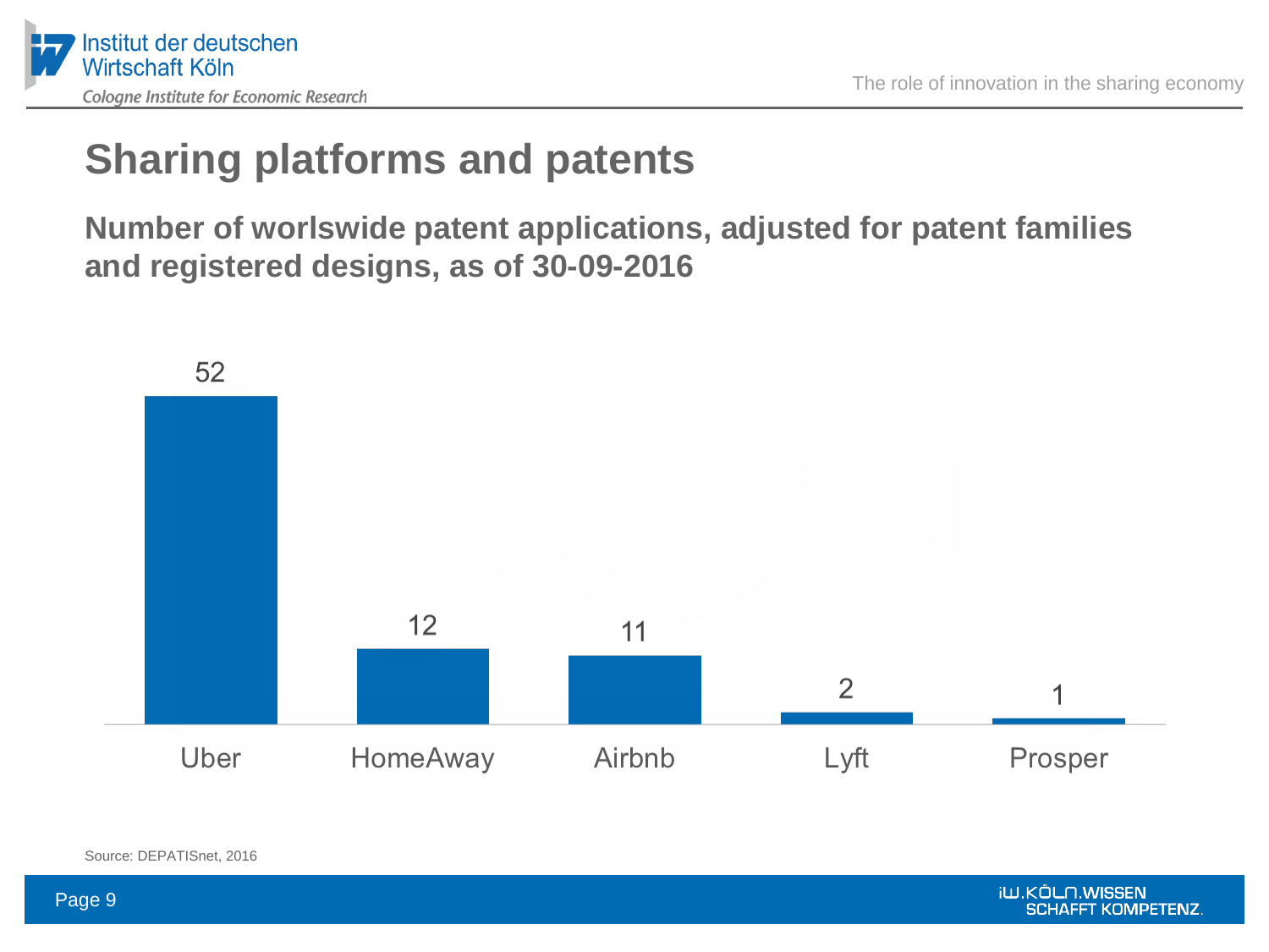## Sharing platforms and patents

**Number of worlswide patent applications, adjusted for patent families and registered designs, as of 30-09-2016**

52

12

11

2

1

Uber

HomeAway

Airbnb

Lyft

Prosper

Source: DEPATISnet, 2016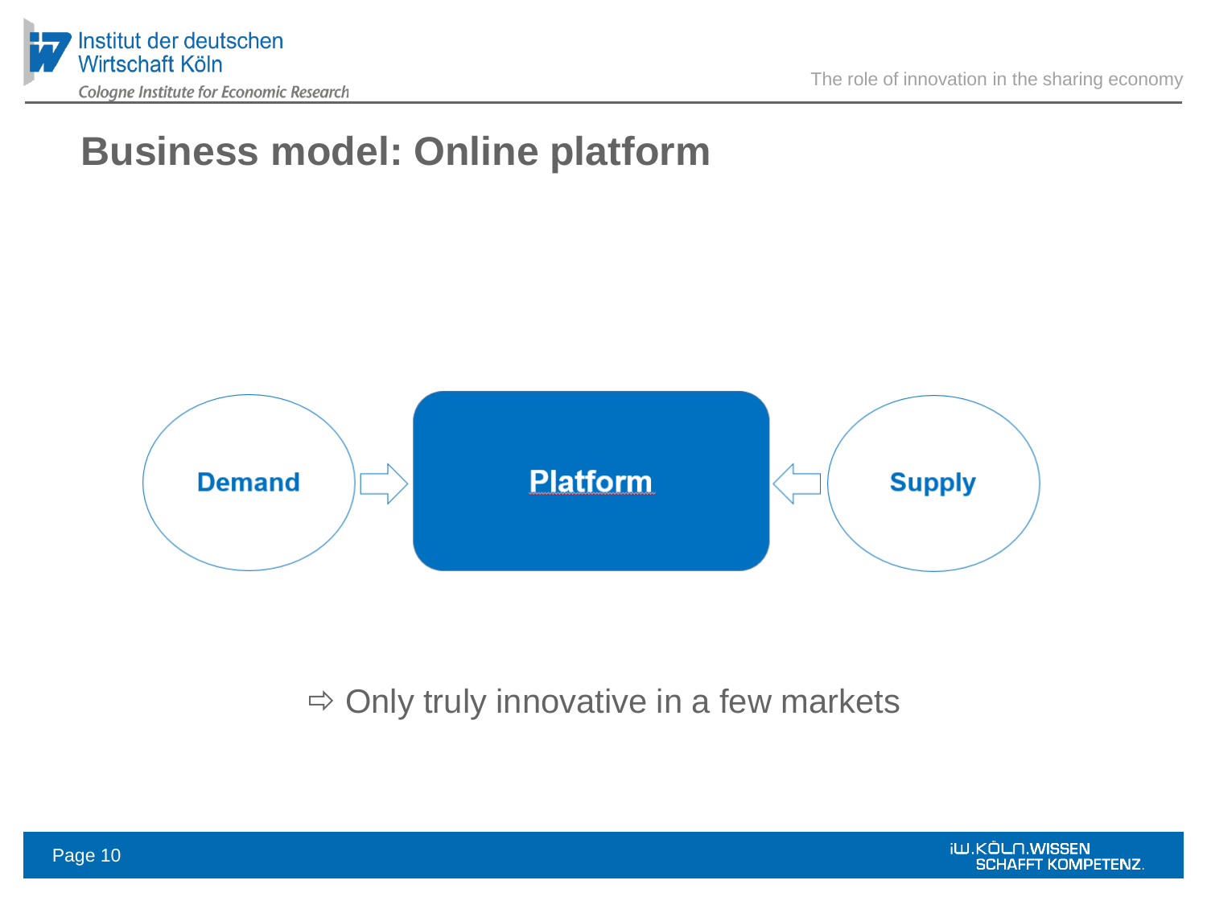# Business model: Online platform

Demand

Platform

Supply

⇨ Only truly innovative in a few markets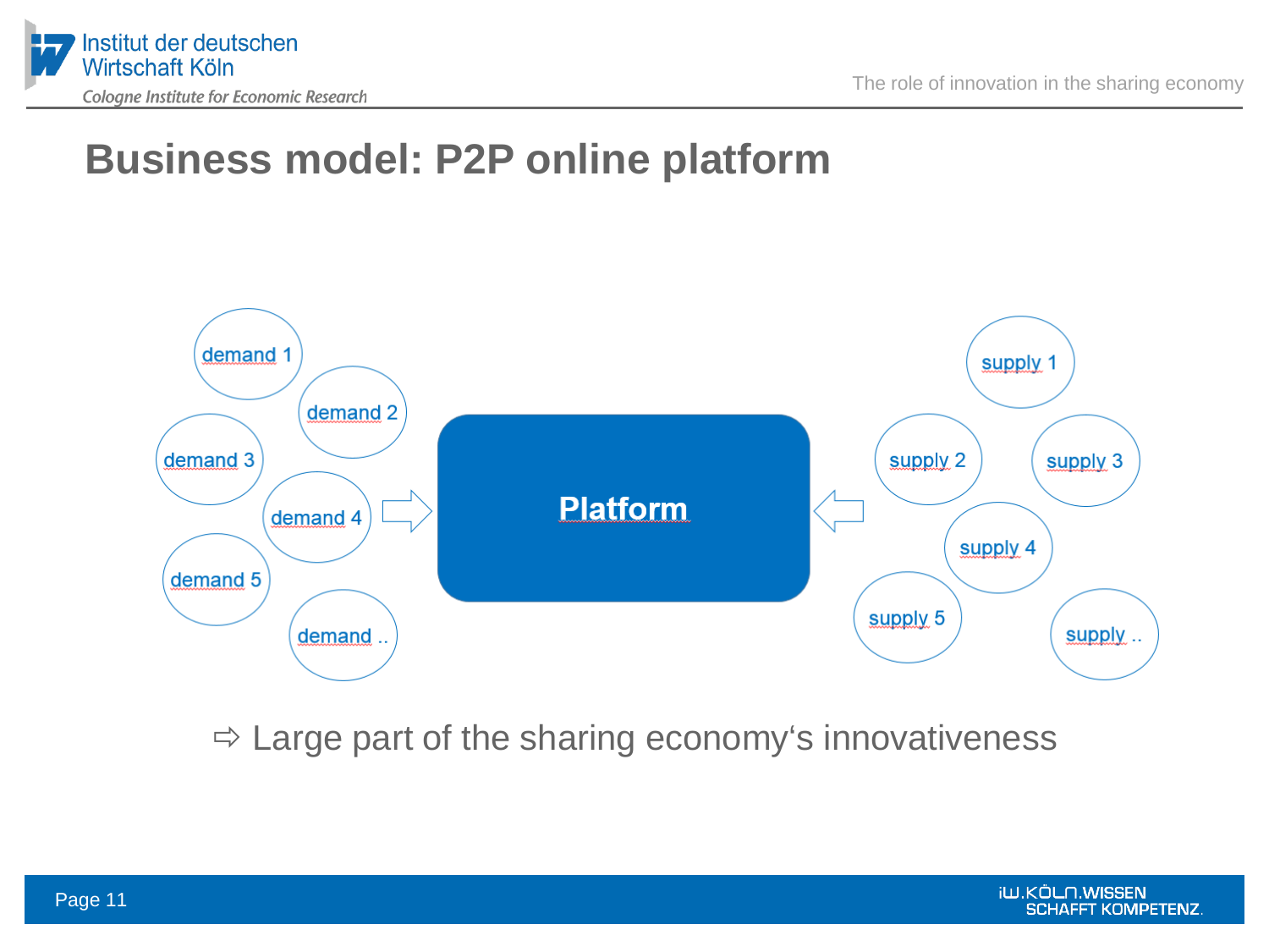# Business model: P2P online platform

demand 1

demand 2

demand 3

demand 4

demand 5

demand ..

Platform

supply 1

supply 2

supply 3

supply 4

supply 5

supply ..

⇨ Large part of the sharing economy‘s innovativeness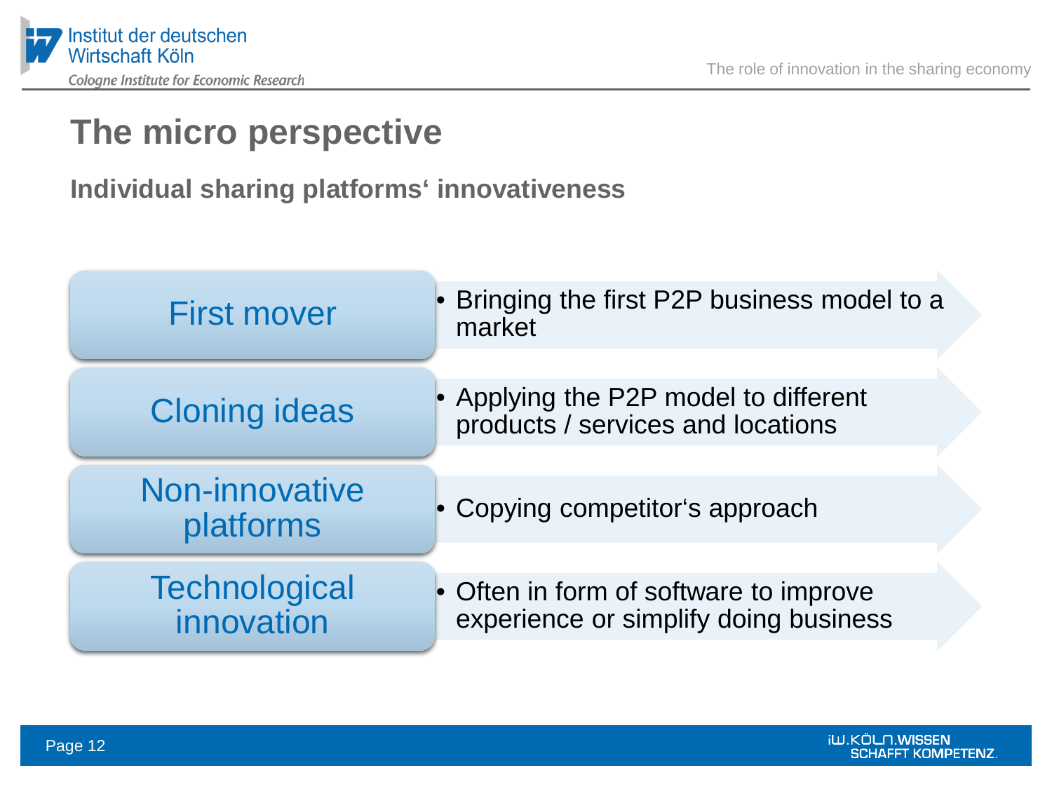# The micro perspective

## Individual sharing platforms‘ innovativeness

| | |
|---|---|
| First mover | Bringing the first P2P business model to a market |
| Cloning ideas | Applying the P2P model to different products / services and locations |
| Non-innovative platforms | Copying competitor‘s approach |
| Technological innovation | Often in form of software to improve experience or simplify doing business |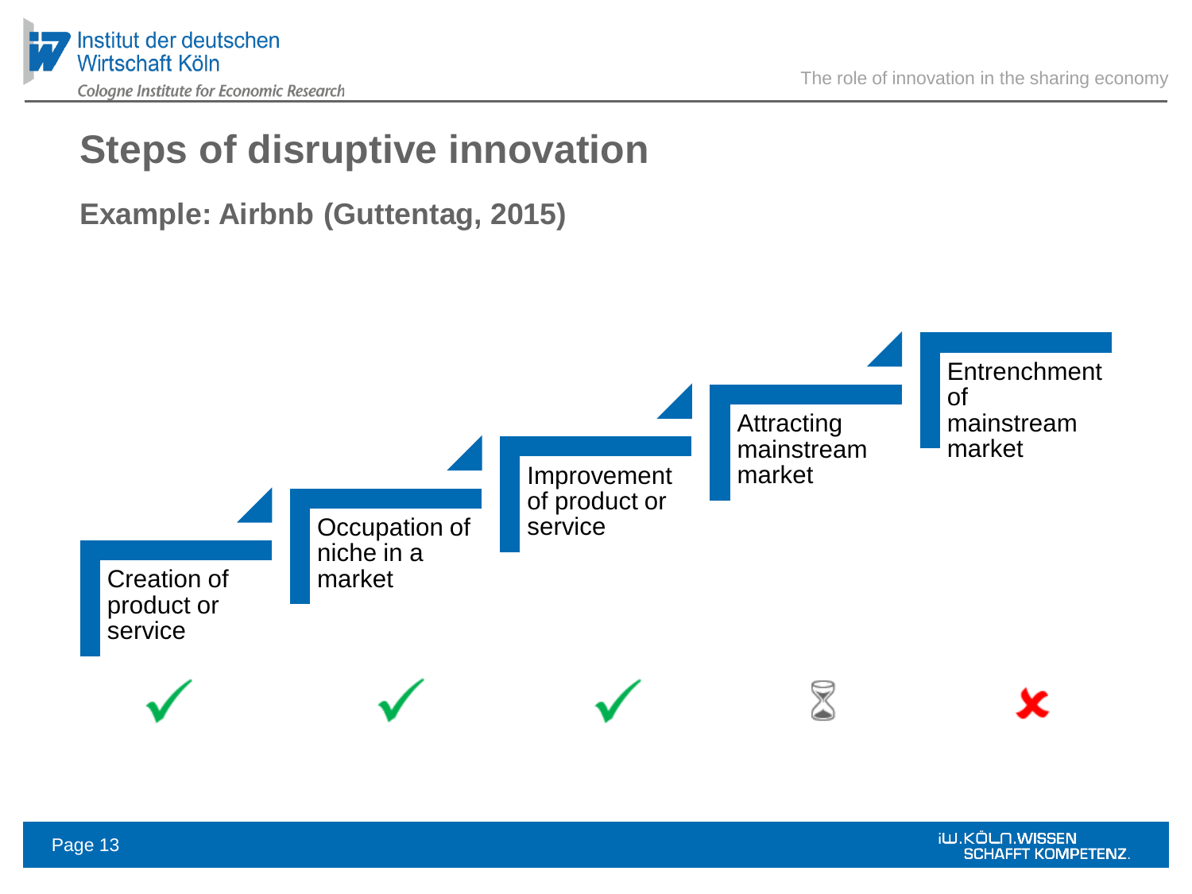# Steps of disruptive innovation

## Example: Airbnb (Guttentag, 2015)

Creation of product or service

Occupation of niche in a market

Improvement of product or service

Attracting mainstream market

Entrenchment of mainstream market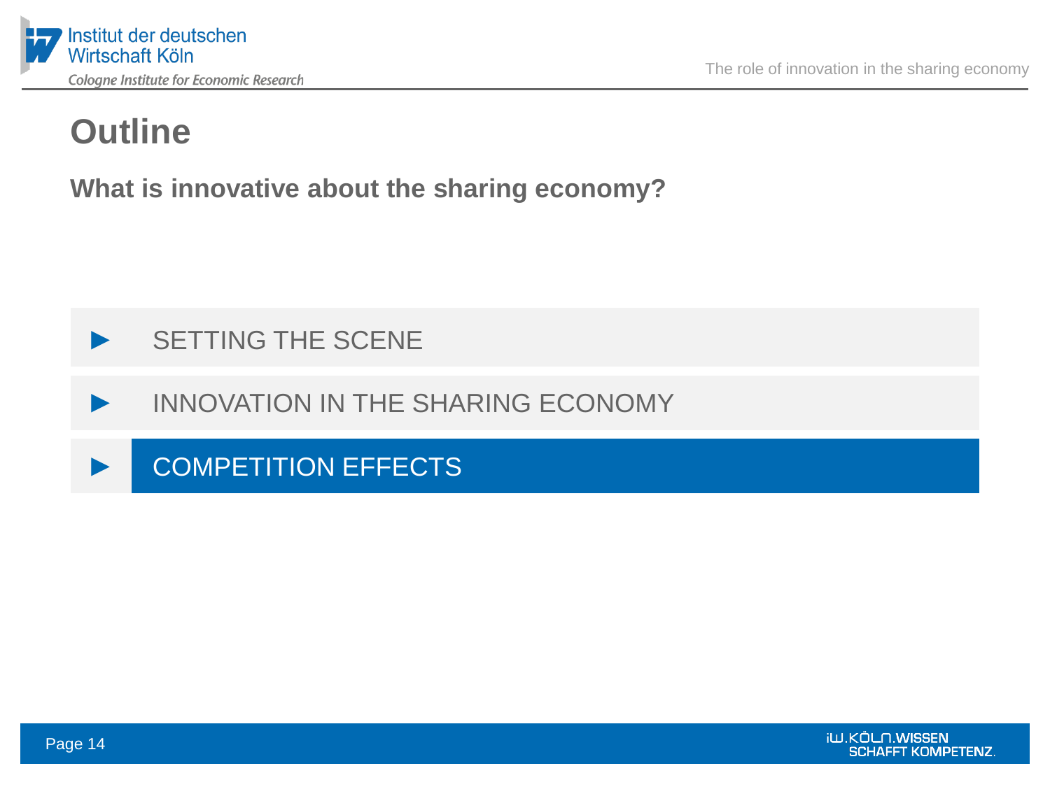# Outline

## What is innovative about the sharing economy?

- ► SETTING THE SCENE
- ► INNOVATION IN THE SHARING ECONOMY
- ► COMPETITION EFFECTS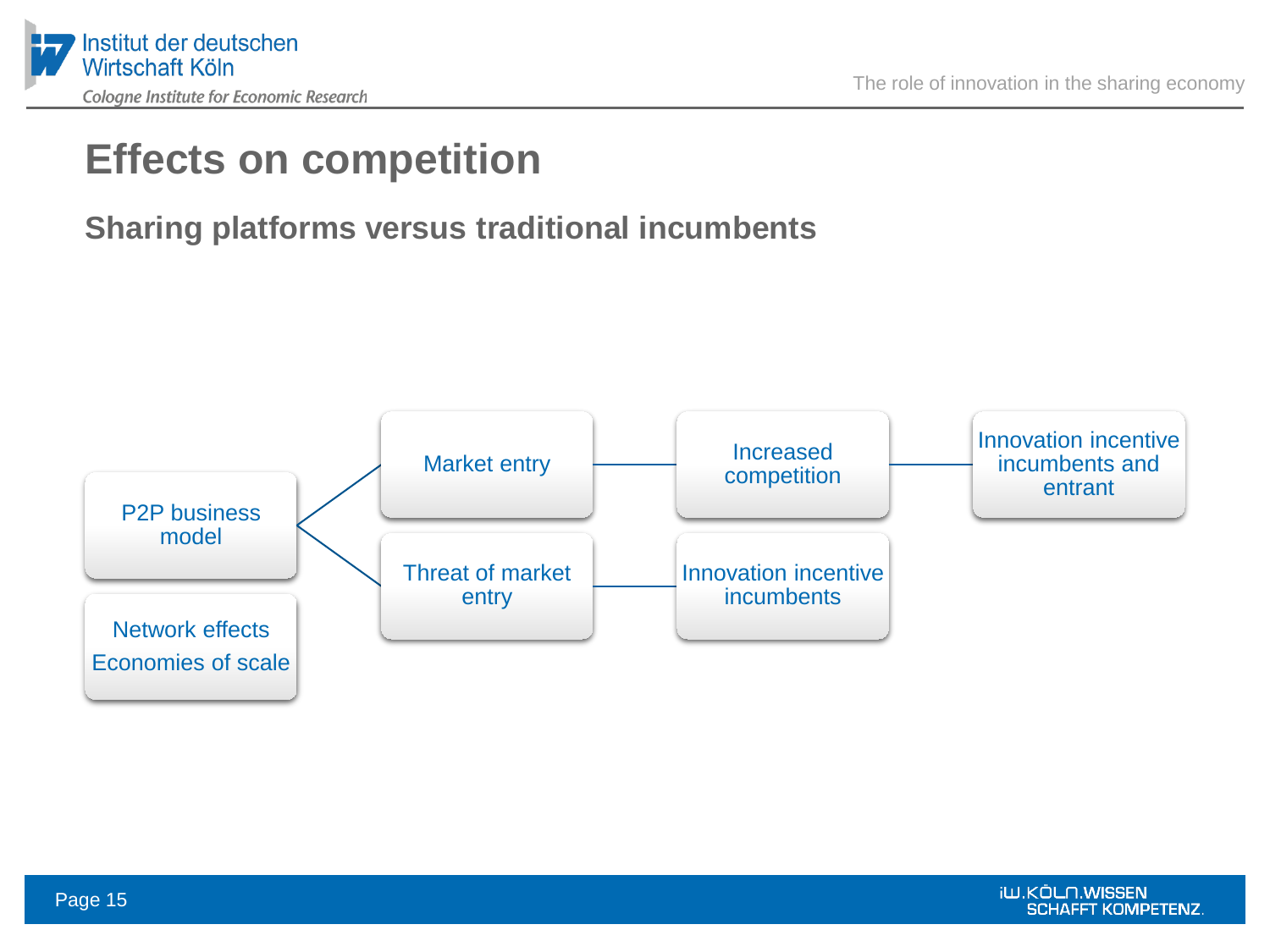# Effects on competition

## Sharing platforms versus traditional incumbents

P2P business model

Network effects

Economies of scale

Market entry

Threat of market entry

Increased competition

Innovation incentive incumbents

Innovation incentive incumbents and entrant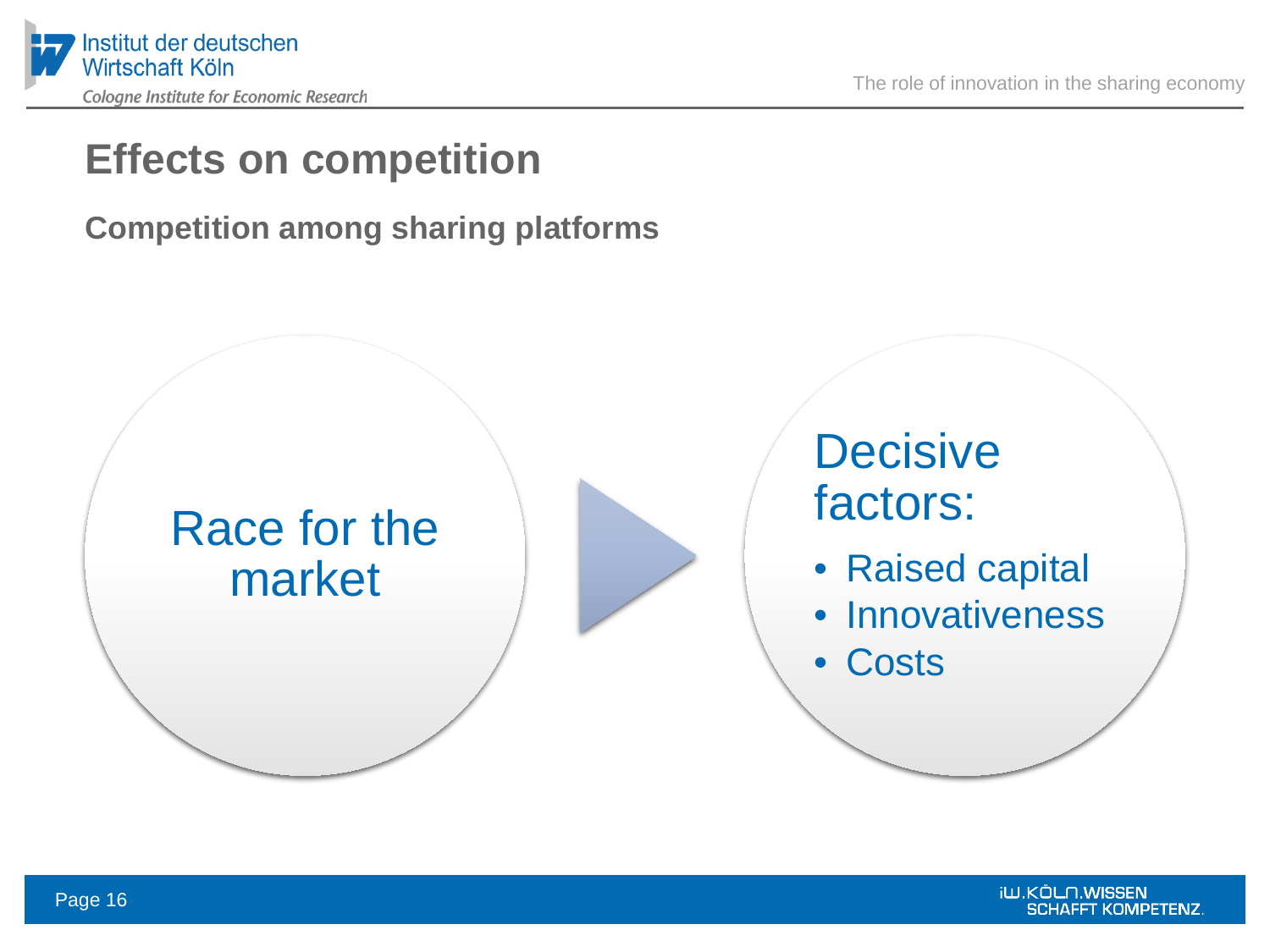# Effects on competition

## Competition among sharing platforms

Race for the market

Decisive factors:

- Raised capital
- Innovativeness
- Costs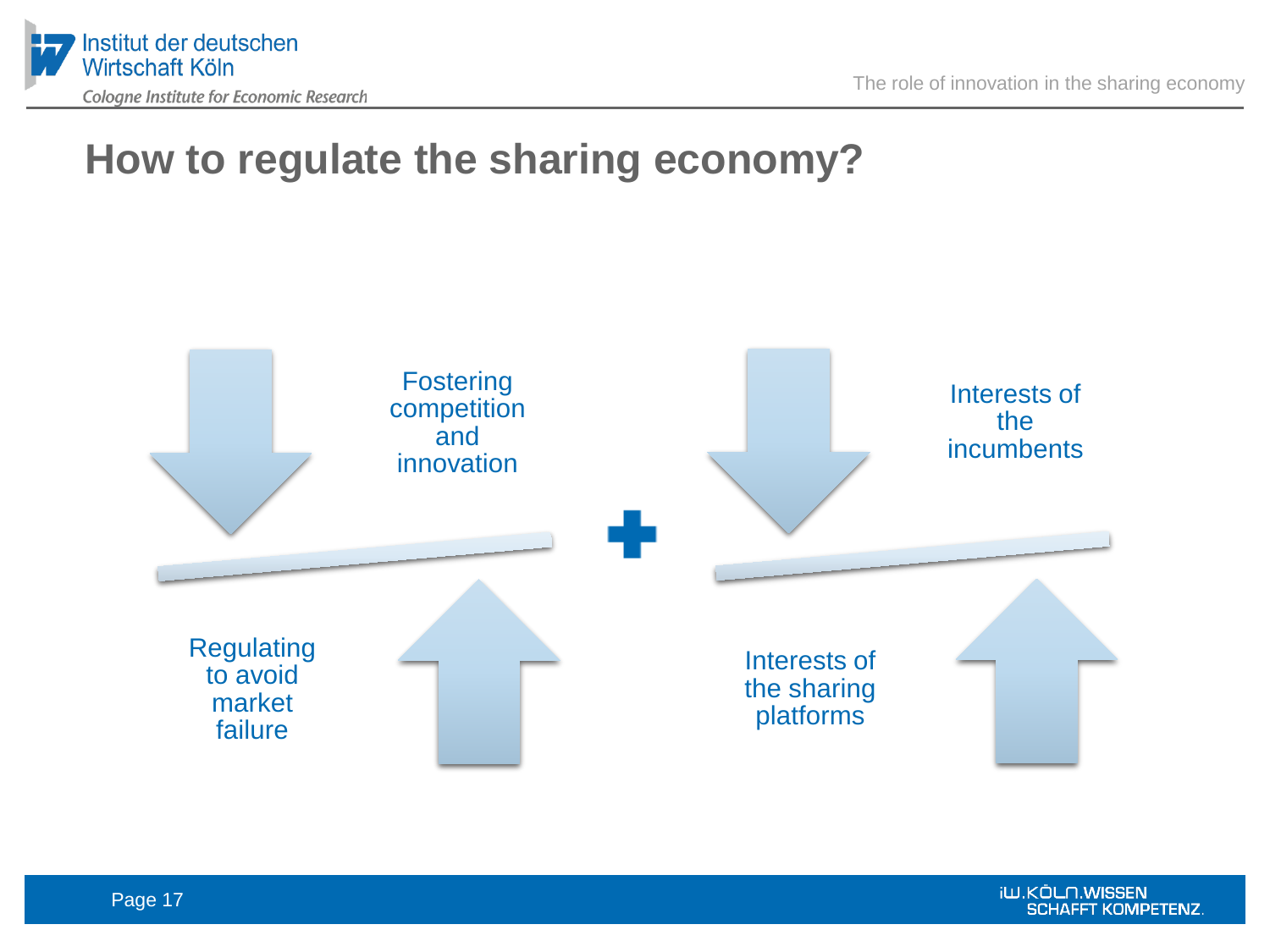# How to regulate the sharing economy?

Fostering competition and innovation

Regulating to avoid market failure

+

Interests of the incumbents

Interests of the sharing platforms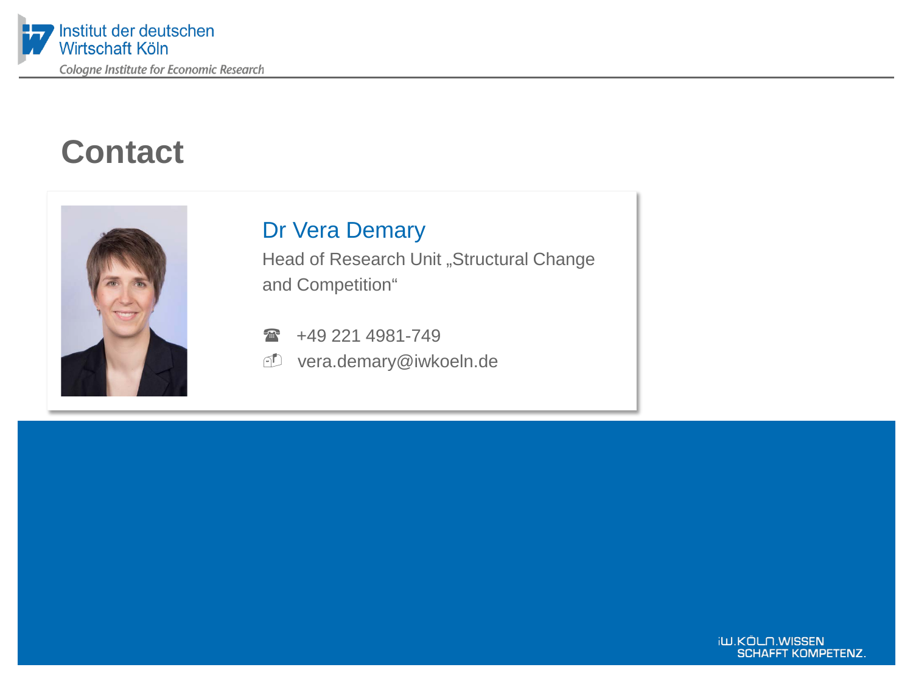# Contact

## Dr Vera Demary

Head of Research Unit „Structural Change and Competition“

☎ +49 221 4981-749

vera.demary@iwkoeln.de